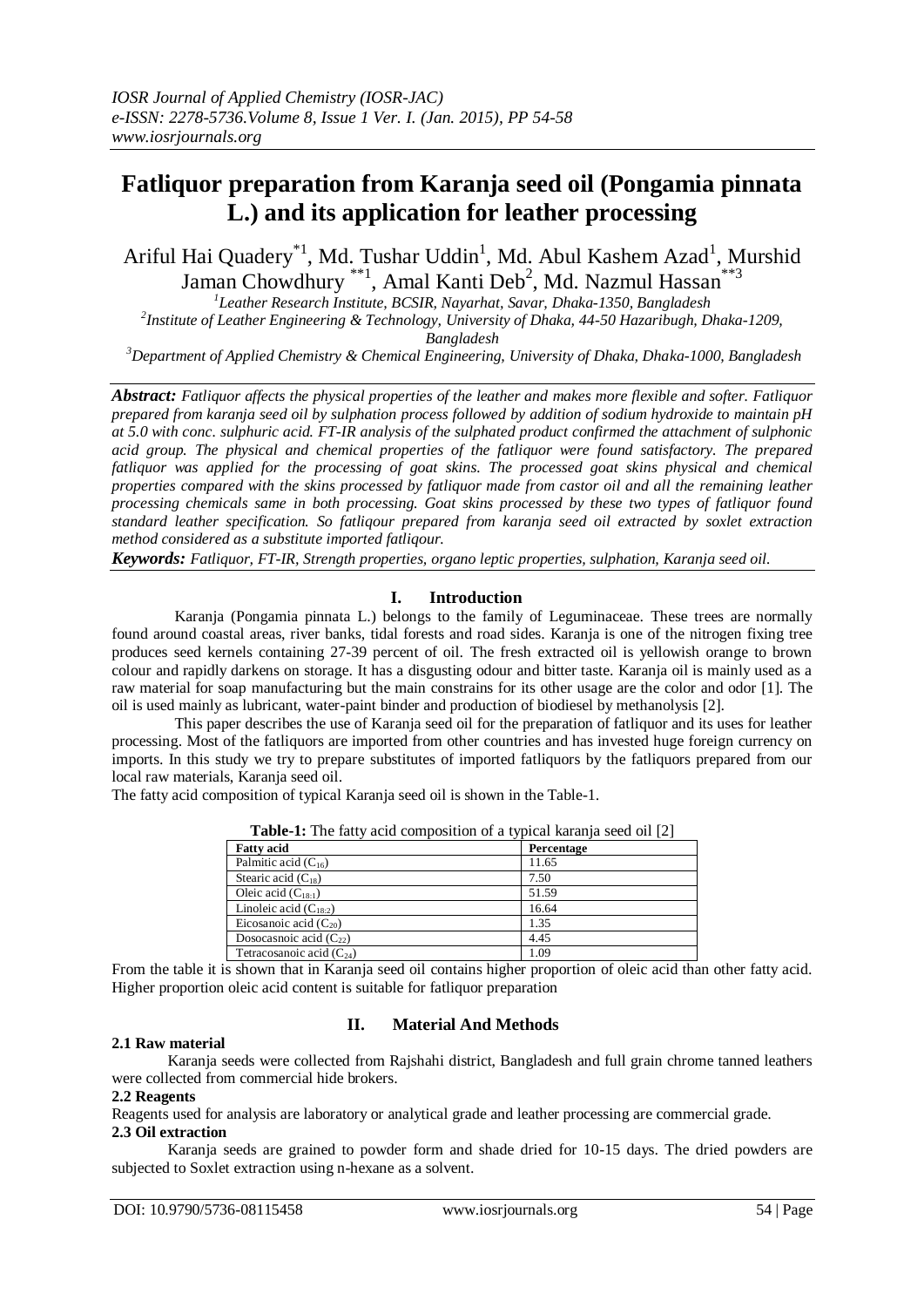# Fatliquor preparation from Karanja seed oil (Pongamia pinnata L.) and its application for leather processing

Ariful Hai Quadery[*1], Md. Tushar Uddin[1], Md. Abul Kashem Azad[1], Murshid Jaman Chowdhury [**1], Amal Kanti Deb[2], Md. Nazmul Hassan[**3]

[1]Leather Research Institute, BCSIR, Nayarhat, Savar, Dhaka-1350, Bangladesh
[2]Institute of Leather Engineering & Technology, University of Dhaka, 44-50 Hazaribugh, Dhaka-1209, Bangladesh
[3]Department of Applied Chemistry & Chemical Engineering, University of Dhaka, Dhaka-1000, Bangladesh

***Abstract:*** *Fatliquor affects the physical properties of the leather and makes more flexible and softer. Fatliquor prepared from karanja seed oil by sulphation process followed by addition of sodium hydroxide to maintain pH at 5.0 with conc. sulphuric acid. FT-IR analysis of the sulphated product confirmed the attachment of sulphonic acid group. The physical and chemical properties of the fatliquor were found satisfactory. The prepared fatliquor was applied for the processing of goat skins. The processed goat skins physical and chemical properties compared with the skins processed by fatliquor made from castor oil and all the remaining leather processing chemicals same in both processing. Goat skins processed by these two types of fatliquor found standard leather specification. So fatliqour prepared from karanja seed oil extracted by soxlet extraction method considered as a substitute imported fatliqour.*

***Keywords:*** *Fatliquor, FT-IR, Strength properties, organo leptic properties, sulphation, Karanja seed oil.*

## I. Introduction

Karanja (Pongamia pinnata L.) belongs to the family of Leguminaceae. These trees are normally found around coastal areas, river banks, tidal forests and road sides. Karanja is one of the nitrogen fixing tree produces seed kernels containing 27-39 percent of oil. The fresh extracted oil is yellowish orange to brown colour and rapidly darkens on storage. It has a disgusting odour and bitter taste. Karanja oil is mainly used as a raw material for soap manufacturing but the main constrains for its other usage are the color and odor [1]. The oil is used mainly as lubricant, water-paint binder and production of biodiesel by methanolysis [2].

This paper describes the use of Karanja seed oil for the preparation of fatliquor and its uses for leather processing. Most of the fatliquors are imported from other countries and has invested huge foreign currency on imports. In this study we try to prepare substitutes of imported fatliquors by the fatliquors prepared from our local raw materials, Karanja seed oil.

The fatty acid composition of typical Karanja seed oil is shown in the Table-1.

**Table-1:** The fatty acid composition of a typical karanja seed oil [2]

| Fatty acid | Percentage |
|---|---|
| Palmitic acid ($C_{16}$) | 11.65 |
| Stearic acid ($C_{18}$) | 7.50 |
| Oleic acid ($C_{18:1}$) | 51.59 |
| Linoleic acid ($C_{18:2}$) | 16.64 |
| Eicosanoic acid ($C_{20}$) | 1.35 |
| Dosocasnoic acid ($C_{22}$) | 4.45 |
| Tetracosanoic acid ($C_{24}$) | 1.09 |

From the table it is shown that in Karanja seed oil contains higher proportion of oleic acid than other fatty acid. Higher proportion oleic acid content is suitable for fatliquor preparation

## II. Material And Methods

### 2.1 Raw material

Karanja seeds were collected from Rajshahi district, Bangladesh and full grain chrome tanned leathers were collected from commercial hide brokers.

### 2.2 Reagents

Reagents used for analysis are laboratory or analytical grade and leather processing are commercial grade.

### 2.3 Oil extraction

Karanja seeds are grained to powder form and shade dried for 10-15 days. The dried powders are subjected to Soxlet extraction using n-hexane as a solvent.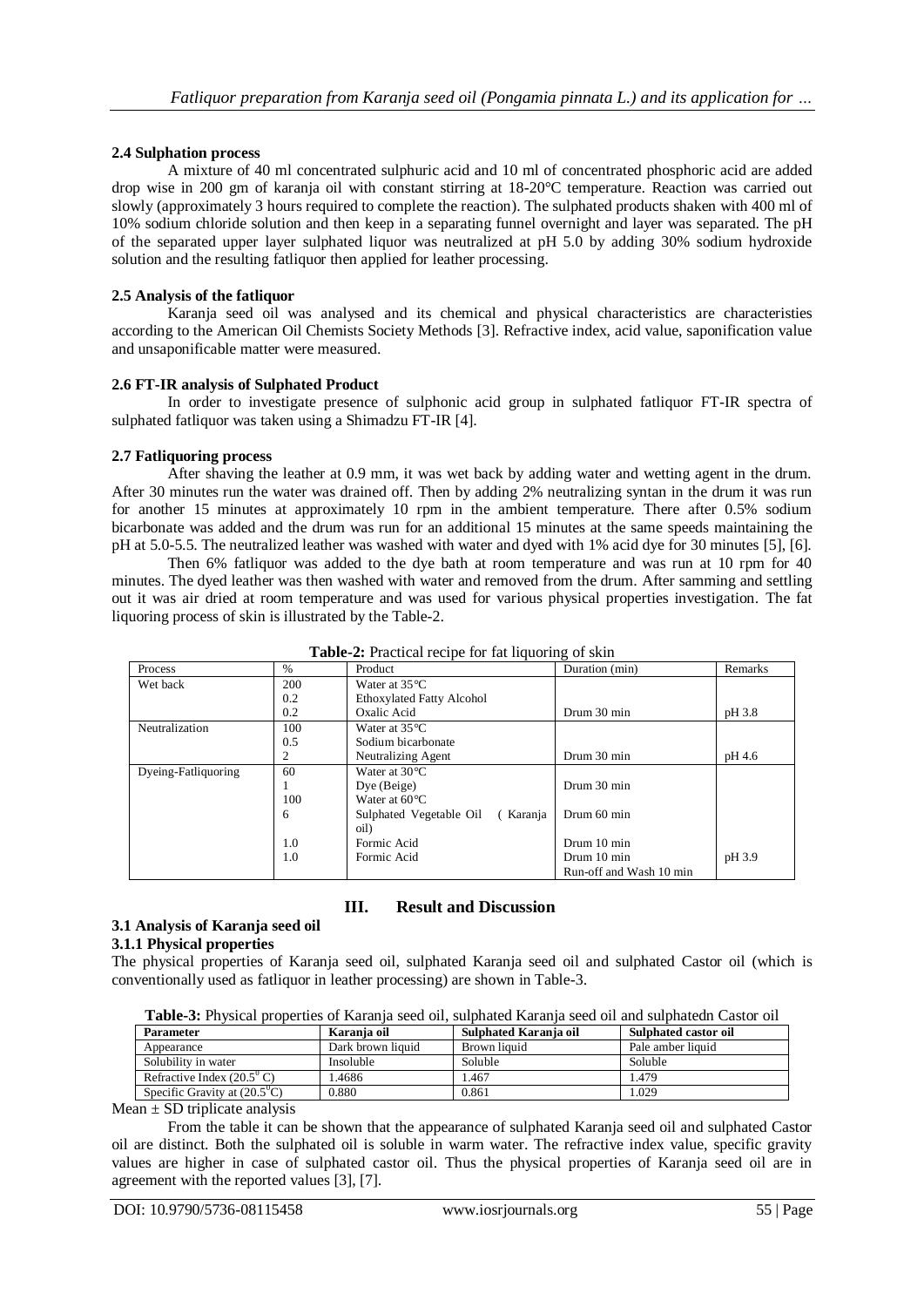### 2.4 Sulphation process

A mixture of 40 ml concentrated sulphuric acid and 10 ml of concentrated phosphoric acid are added drop wise in 200 gm of karanja oil with constant stirring at 18-20°C temperature. Reaction was carried out slowly (approximately 3 hours required to complete the reaction). The sulphated products shaken with 400 ml of 10% sodium chloride solution and then keep in a separating funnel overnight and layer was separated. The pH of the separated upper layer sulphated liquor was neutralized at pH 5.0 by adding 30% sodium hydroxide solution and the resulting fatliquor then applied for leather processing.

### 2.5 Analysis of the fatliquor

Karanja seed oil was analysed and its chemical and physical characteristics are characteristies according to the American Oil Chemists Society Methods [3]. Refractive index, acid value, saponification value and unsaponificable matter were measured.

### 2.6 FT-IR analysis of Sulphated Product

In order to investigate presence of sulphonic acid group in sulphated fatliquor FT-IR spectra of sulphated fatliquor was taken using a Shimadzu FT-IR [4].

### 2.7 Fatliquoring process

After shaving the leather at 0.9 mm, it was wet back by adding water and wetting agent in the drum. After 30 minutes run the water was drained off. Then by adding 2% neutralizing syntan in the drum it was run for another 15 minutes at approximately 10 rpm in the ambient temperature. There after 0.5% sodium bicarbonate was added and the drum was run for an additional 15 minutes at the same speeds maintaining the pH at 5.0-5.5. The neutralized leather was washed with water and dyed with 1% acid dye for 30 minutes [5], [6].

Then 6% fatliquor was added to the dye bath at room temperature and was run at 10 rpm for 40 minutes. The dyed leather was then washed with water and removed from the drum. After samming and settling out it was air dried at room temperature and was used for various physical properties investigation. The fat liquoring process of skin is illustrated by the Table-2.

**Table-2:** Practical recipe for fat liquoring of skin

| Process | % | Product | Duration (min) | Remarks |
|---|---|---|---|---|
| Wet back | 200 | Water at 35°C | | |
| | 0.2 | Ethoxylated Fatty Alcohol | | |
| | 0.2 | Oxalic Acid | Drum 30 min | pH 3.8 |
| Neutralization | 100 | Water at 35°C | | |
| | 0.5 | Sodium bicarbonate | | |
| | 2 | Neutralizing Agent | Drum 30 min | pH 4.6 |
| Dyeing-Fatliquoring | 60 | Water at 30°C | | |
| | 1 | Dye (Beige) | Drum 30 min | |
| | 100 | Water at 60°C | | |
| | 6 | Sulphated Vegetable Oil ( Karanja oil) | Drum 60 min | |
| | 1.0 | Formic Acid | Drum 10 min | |
| | 1.0 | Formic Acid | Drum 10 min<br>Run-off and Wash 10 min | pH 3.9 |

## III. Result and Discussion

### 3.1 Analysis of Karanja seed oil

#### 3.1.1 Physical properties

The physical properties of Karanja seed oil, sulphated Karanja seed oil and sulphated Castor oil (which is conventionally used as fatliquor in leather processing) are shown in Table-3.

**Table-3:** Physical properties of Karanja seed oil, sulphated Karanja seed oil and sulphatedn Castor oil

| Parameter | Karanja oil | Sulphated Karanja oil | Sulphated castor oil |
|---|---|---|---|
| Appearance | Dark brown liquid | Brown liquid | Pale amber liquid |
| Solubility in water | Insoluble | Soluble | Soluble |
| Refractive Index ($20.5^0$ C) | 1.4686 | 1.467 | 1.479 |
| Specific Gravity at ($20.5^0$C) | 0.880 | 0.861 | 1.029 |

Mean ± SD triplicate analysis

From the table it can be shown that the appearance of sulphated Karanja seed oil and sulphated Castor oil are distinct. Both the sulphated oil is soluble in warm water. The refractive index value, specific gravity values are higher in case of sulphated castor oil. Thus the physical properties of Karanja seed oil are in agreement with the reported values [3], [7].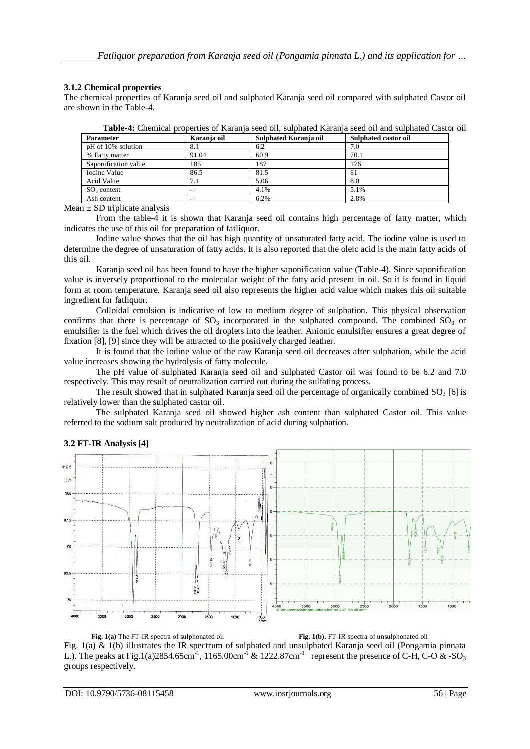### 3.1.2 Chemical properties

The chemical properties of Karanja seed oil and sulphated Karanja seed oil compared with sulphated Castor oil are shown in the Table-4.

**Table-4:** Chemical properties of Karanja seed oil, sulphated Karanja seed oil and sulphated Castor oil

| Parameter | Karanja oil | Sulphated Koranja oil | Sulphated castor oil |
|---|---|---|---|
| pH of 10% solution | 8.1 | 6.2 | 7.0 |
| % Fatty matter | 91.04 | 60.9 | 70.1 |
| Saponification value | 185 | 187 | 176 |
| Iodine Value | 86.5 | 81.5 | 81 |
| Acid Value | 7.1 | 5.06 | 8.0 |
| $SO_3$ content | -- | 4.1% | 5.1% |
| Ash content | -- | 6.2% | 2.8% |

Mean ± SD triplicate analysis

From the table-4 it is shown that Karanja seed oil contains high percentage of fatty matter, which indicates the use of this oil for preparation of fatliquor.

Iodine value shows that the oil has high quantity of unsaturated fatty acid. The iodine value is used to determine the degree of unsaturation of fatty acids. It is also reported that the oleic acid is the main fatty acids of this oil.

Karanja seed oil has been found to have the higher saponification value (Table-4). Since saponification value is inversely proportional to the molecular weight of the fatty acid present in oil. So it is found in liquid form at room temperature. Karanja seed oil also represents the higher acid value which makes this oil suitable ingredient for fatliquor.

Colloidal emulsion is indicative of low to medium degree of sulphation. This physical observation confirms that there is percentage of $SO_3$ incorporated in the sulphated compound. The combined $SO_3$ or emulsifier is the fuel which drives the oil droplets into the leather. Anionic emulsifier ensures a great degree of fixation [8], [9] since they will be attracted to the positively charged leather.

It is found that the iodine value of the raw Karanja seed oil decreases after sulphation, while the acid value increases showing the hydrolysis of fatty molecule.

The pH value of sulphated Karanja seed oil and sulphated Castor oil was found to be 6.2 and 7.0 respectively. This may result of neutralization carried out during the sulfating process.

The result showed that in sulphated Karanja seed oil the percentage of organically combined $SO_3$ [6] is relatively lower than the sulphated castor oil.

The sulphated Karanja seed oil showed higher ash content than sulphated Castor oil. This value referred to the sodium salt produced by neutralization of acid during sulphation.

### 3.2 FT-IR Analysis [4]

**Fig. 1(a)** The FT-IR spectra of sulphonated oil

**Fig. 1(b).** FT-IR spectra of unsulphonated oil

Fig. 1(a) & 1(b) illustrates the IR spectrum of sulphated and unsulphated Karanja seed oil (Pongamia pinnata L.). The peaks at Fig.1(a)2854.65cm$^{-1}$, 1165.00cm$^{-1}$ & 1222.87cm$^{-1}$ represent the presence of C-H, C-O & $-SO_3$ groups respectively.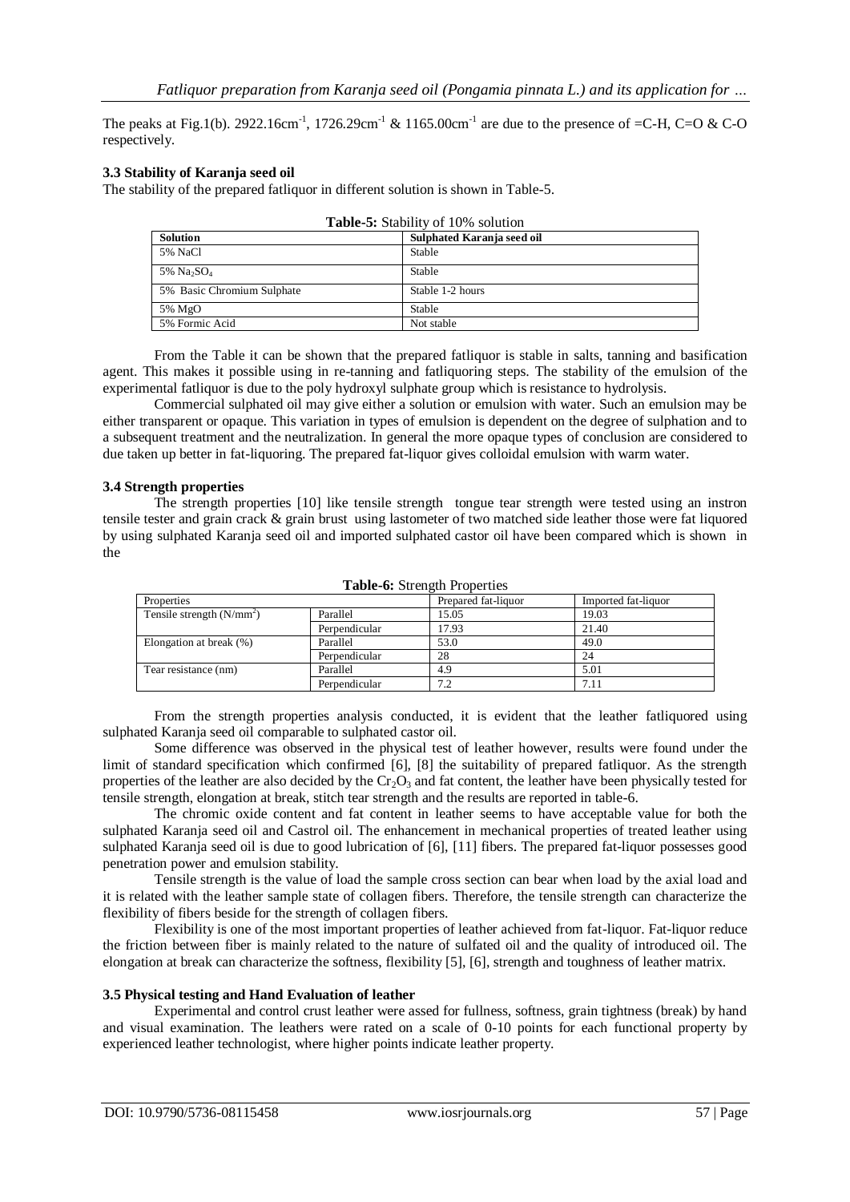The peaks at Fig.1(b). 2922.16cm$^{-1}$, 1726.29cm$^{-1}$ & 1165.00cm$^{-1}$ are due to the presence of =C-H, C=O & C-O respectively.

### 3.3 Stability of Karanja seed oil

The stability of the prepared fatliquor in different solution is shown in Table-5.

**Table-5:** Stability of 10% solution

| Solution | Sulphated Karanja seed oil |
|---|---|
| 5% NaCl | Stable |
| 5% $Na_2SO_4$ | Stable |
| 5% Basic Chromium Sulphate | Stable 1-2 hours |
| 5% MgO | Stable |
| 5% Formic Acid | Not stable |

From the Table it can be shown that the prepared fatliquor is stable in salts, tanning and basification agent. This makes it possible using in re-tanning and fatliquoring steps. The stability of the emulsion of the experimental fatliquor is due to the poly hydroxyl sulphate group which is resistance to hydrolysis.

Commercial sulphated oil may give either a solution or emulsion with water. Such an emulsion may be either transparent or opaque. This variation in types of emulsion is dependent on the degree of sulphation and to a subsequent treatment and the neutralization. In general the more opaque types of conclusion are considered to due taken up better in fat-liquoring. The prepared fat-liquor gives colloidal emulsion with warm water.

### 3.4 Strength properties

The strength properties [10] like tensile strength tongue tear strength were tested using an instron tensile tester and grain crack & grain brust using lastometer of two matched side leather those were fat liquored by using sulphated Karanja seed oil and imported sulphated castor oil have been compared which is shown in the

**Table-6:** Strength Properties

| Properties | | Prepared fat-liquor | Imported fat-liquor |
|---|---|---|---|
| Tensile strength (N/mm$^2$) | Parallel | 15.05 | 19.03 |
| | Perpendicular | 17.93 | 21.40 |
| Elongation at break (%) | Parallel | 53.0 | 49.0 |
| | Perpendicular | 28 | 24 |
| Tear resistance (nm) | Parallel | 4.9 | 5.01 |
| | Perpendicular | 7.2 | 7.11 |

From the strength properties analysis conducted, it is evident that the leather fatliquored using sulphated Karanja seed oil comparable to sulphated castor oil.

Some difference was observed in the physical test of leather however, results were found under the limit of standard specification which confirmed [6], [8] the suitability of prepared fatliquor. As the strength properties of the leather are also decided by the $Cr_2O_3$ and fat content, the leather have been physically tested for tensile strength, elongation at break, stitch tear strength and the results are reported in table-6.

The chromic oxide content and fat content in leather seems to have acceptable value for both the sulphated Karanja seed oil and Castrol oil. The enhancement in mechanical properties of treated leather using sulphated Karanja seed oil is due to good lubrication of [6], [11] fibers. The prepared fat-liquor possesses good penetration power and emulsion stability.

Tensile strength is the value of load the sample cross section can bear when load by the axial load and it is related with the leather sample state of collagen fibers. Therefore, the tensile strength can characterize the flexibility of fibers beside for the strength of collagen fibers.

Flexibility is one of the most important properties of leather achieved from fat-liquor. Fat-liquor reduce the friction between fiber is mainly related to the nature of sulfated oil and the quality of introduced oil. The elongation at break can characterize the softness, flexibility [5], [6], strength and toughness of leather matrix.

### 3.5 Physical testing and Hand Evaluation of leather

Experimental and control crust leather were assed for fullness, softness, grain tightness (break) by hand and visual examination. The leathers were rated on a scale of 0-10 points for each functional property by experienced leather technologist, where higher points indicate leather property.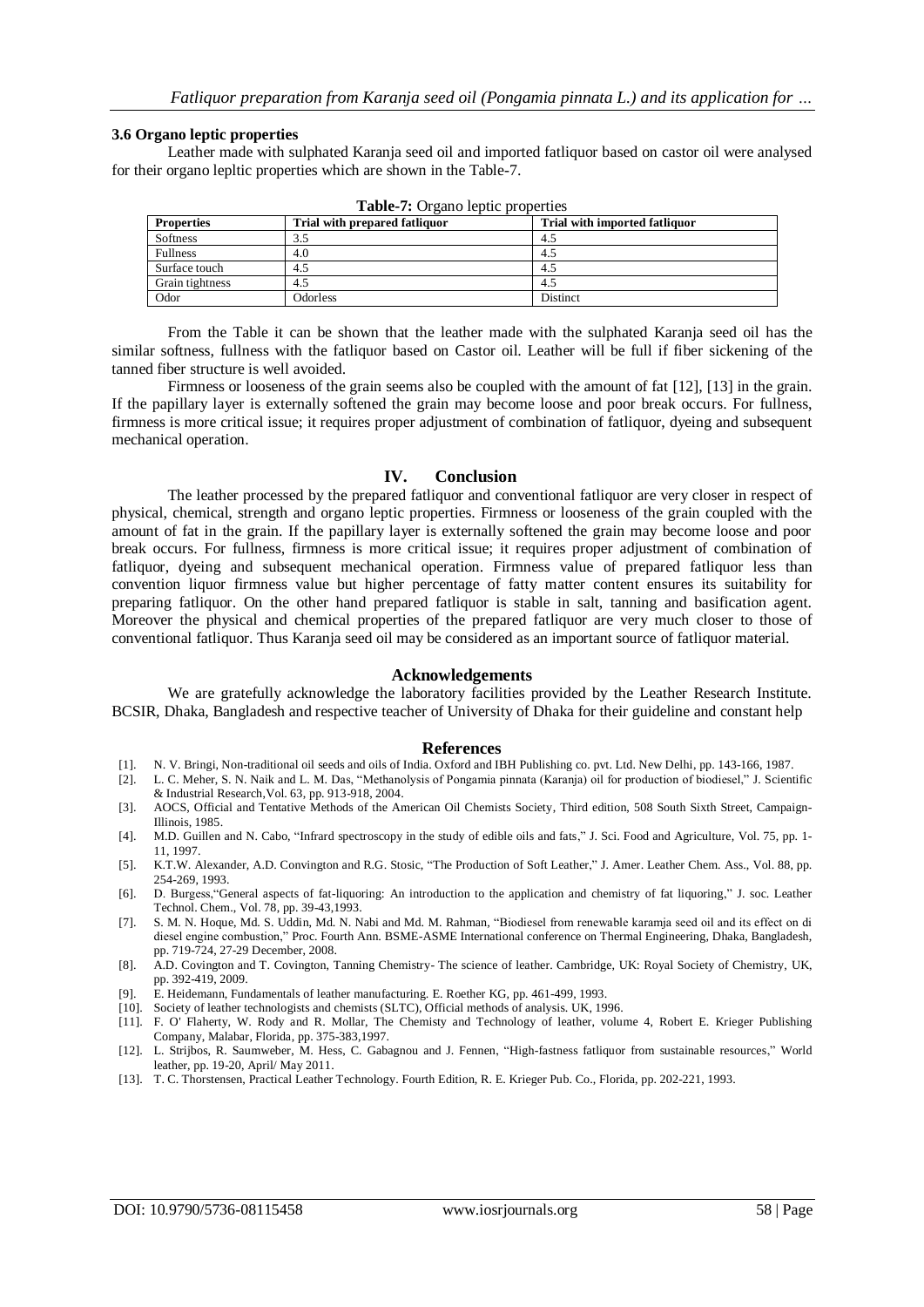### 3.6 Organo leptic properties

Leather made with sulphated Karanja seed oil and imported fatliquor based on castor oil were analysed for their organo lepltic properties which are shown in the Table-7.

**Table-7:** Organo leptic properties

| Properties | Trial with prepared fatliquor | Trial with imported fatliquor |
|---|---|---|
| Softness | 3.5 | 4.5 |
| Fullness | 4.0 | 4.5 |
| Surface touch | 4.5 | 4.5 |
| Grain tightness | 4.5 | 4.5 |
| Odor | Odorless | Distinct |

From the Table it can be shown that the leather made with the sulphated Karanja seed oil has the similar softness, fullness with the fatliquor based on Castor oil. Leather will be full if fiber sickening of the tanned fiber structure is well avoided.

Firmness or looseness of the grain seems also be coupled with the amount of fat [12], [13] in the grain. If the papillary layer is externally softened the grain may become loose and poor break occurs. For fullness, firmness is more critical issue; it requires proper adjustment of combination of fatliquor, dyeing and subsequent mechanical operation.

## IV. Conclusion

The leather processed by the prepared fatliquor and conventional fatliquor are very closer in respect of physical, chemical, strength and organo leptic properties. Firmness or looseness of the grain coupled with the amount of fat in the grain. If the papillary layer is externally softened the grain may become loose and poor break occurs. For fullness, firmness is more critical issue; it requires proper adjustment of combination of fatliquor, dyeing and subsequent mechanical operation. Firmness value of prepared fatliquor less than convention liquor firmness value but higher percentage of fatty matter content ensures its suitability for preparing fatliquor. On the other hand prepared fatliquor is stable in salt, tanning and basification agent. Moreover the physical and chemical properties of the prepared fatliquor are very much closer to those of conventional fatliquor. Thus Karanja seed oil may be considered as an important source of fatliquor material.

## Acknowledgements

We are gratefully acknowledge the laboratory facilities provided by the Leather Research Institute. BCSIR, Dhaka, Bangladesh and respective teacher of University of Dhaka for their guideline and constant help

## References

[1]. N. V. Bringi, Non-traditional oil seeds and oils of India. Oxford and IBH Publishing co. pvt. Ltd. New Delhi, pp. 143-166, 1987.

[2]. L. C. Meher, S. N. Naik and L. M. Das, "Methanolysis of Pongamia pinnata (Karanja) oil for production of biodiesel," J. Scientific & Industrial Research,Vol. 63, pp. 913-918, 2004.

[3]. AOCS, Official and Tentative Methods of the American Oil Chemists Society, Third edition, 508 South Sixth Street, Campaign-Illinois, 1985.

[4]. M.D. Guillen and N. Cabo, "Infrard spectroscopy in the study of edible oils and fats," J. Sci. Food and Agriculture, Vol. 75, pp. 1-11, 1997.

[5]. K.T.W. Alexander, A.D. Convington and R.G. Stosic, "The Production of Soft Leather," J. Amer. Leather Chem. Ass., Vol. 88, pp. 254-269, 1993.

[6]. D. Burgess,"General aspects of fat-liquoring: An introduction to the application and chemistry of fat liquoring," J. soc. Leather Technol. Chem., Vol. 78, pp. 39-43,1993.

[7]. S. M. N. Hoque, Md. S. Uddin, Md. N. Nabi and Md. M. Rahman, "Biodiesel from renewable karamja seed oil and its effect on di diesel engine combustion," Proc. Fourth Ann. BSME-ASME International conference on Thermal Engineering, Dhaka, Bangladesh, pp. 719-724, 27-29 December, 2008.

[8]. A.D. Covington and T. Covington, Tanning Chemistry- The science of leather. Cambridge, UK: Royal Society of Chemistry, UK, pp. 392-419, 2009.

[9]. E. Heidemann, Fundamentals of leather manufacturing. E. Roether KG, pp. 461-499, 1993.

[10]. Society of leather technologists and chemists (SLTC), Official methods of analysis. UK, 1996.

[11]. F. O' Flaherty, W. Rody and R. Mollar, The Chemisty and Technology of leather, volume 4, Robert E. Krieger Publishing Company, Malabar, Florida, pp. 375-383,1997.

[12]. L. Strijbos, R. Saumweber, M. Hess, C. Gabagnou and J. Fennen, "High-fastness fatliquor from sustainable resources," World leather, pp. 19-20, April/ May 2011.

[13]. T. C. Thorstensen, Practical Leather Technology. Fourth Edition, R. E. Krieger Pub. Co., Florida, pp. 202-221, 1993.